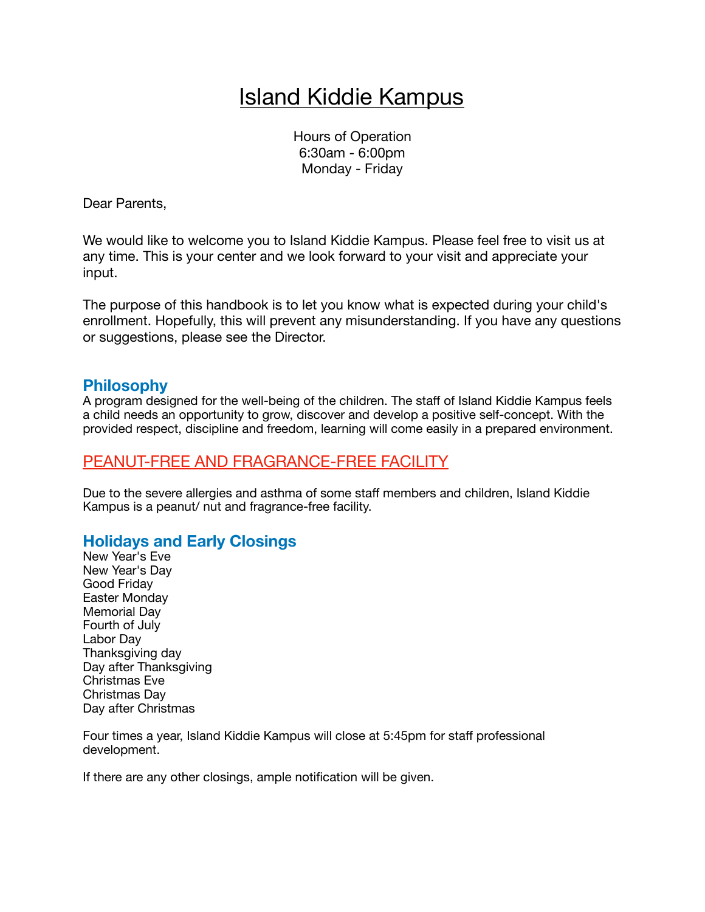# Island Kiddie Kampus

Hours of Operation
6:30am - 6:00pm
Monday - Friday

Dear Parents,

We would like to welcome you to Island Kiddie Kampus. Please feel free to visit us at any time. This is your center and we look forward to your visit and appreciate your input.

The purpose of this handbook is to let you know what is expected during your child's enrollment. Hopefully, this will prevent any misunderstanding. If you have any questions or suggestions, please see the Director.

## Philosophy

A program designed for the well-being of the children. The staff of Island Kiddie Kampus feels a child needs an opportunity to grow, discover and develop a positive self-concept. With the provided respect, discipline and freedom, learning will come easily in a prepared environment.

## PEANUT-FREE AND FRAGRANCE-FREE FACILITY

Due to the severe allergies and asthma of some staff members and children, Island Kiddie Kampus is a peanut/ nut and fragrance-free facility.

## Holidays and Early Closings

New Year's Eve
New Year's Day
Good Friday
Easter Monday
Memorial Day
Fourth of July
Labor Day
Thanksgiving day
Day after Thanksgiving
Christmas Eve
Christmas Day
Day after Christmas

Four times a year, Island Kiddie Kampus will close at 5:45pm for staff professional development.

If there are any other closings, ample notification will be given.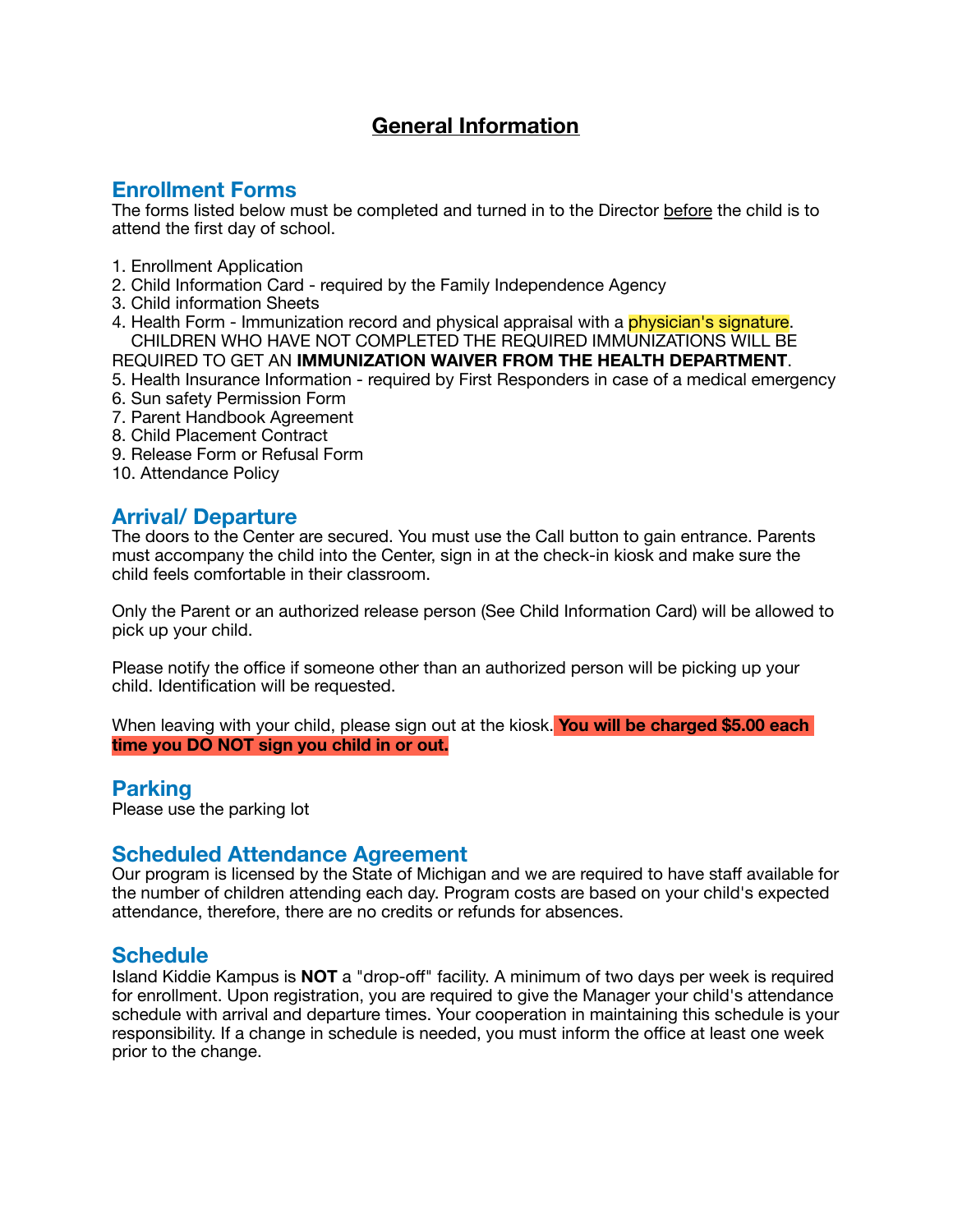# General Information

## Enrollment Forms

The forms listed below must be completed and turned in to the Director before the child is to attend the first day of school.

1. Enrollment Application
2. Child Information Card - required by the Family Independence Agency
3. Child information Sheets
4. Health Form - Immunization record and physical appraisal with a physician's signature. CHILDREN WHO HAVE NOT COMPLETED THE REQUIRED IMMUNIZATIONS WILL BE REQUIRED TO GET AN **IMMUNIZATION WAIVER FROM THE HEALTH DEPARTMENT**.
5. Health Insurance Information - required by First Responders in case of a medical emergency
6. Sun safety Permission Form
7. Parent Handbook Agreement
8. Child Placement Contract
9. Release Form or Refusal Form
10. Attendance Policy

## Arrival/ Departure

The doors to the Center are secured. You must use the Call button to gain entrance. Parents must accompany the child into the Center, sign in at the check-in kiosk and make sure the child feels comfortable in their classroom.

Only the Parent or an authorized release person (See Child Information Card) will be allowed to pick up your child.

Please notify the office if someone other than an authorized person will be picking up your child. Identification will be requested.

When leaving with your child, please sign out at the kiosk. **You will be charged $5.00 each time you DO NOT sign you child in or out.**

## Parking

Please use the parking lot

## Scheduled Attendance Agreement

Our program is licensed by the State of Michigan and we are required to have staff available for the number of children attending each day. Program costs are based on your child's expected attendance, therefore, there are no credits or refunds for absences.

## Schedule

Island Kiddie Kampus is **NOT** a "drop-off" facility. A minimum of two days per week is required for enrollment. Upon registration, you are required to give the Manager your child's attendance schedule with arrival and departure times. Your cooperation in maintaining this schedule is your responsibility. If a change in schedule is needed, you must inform the office at least one week prior to the change.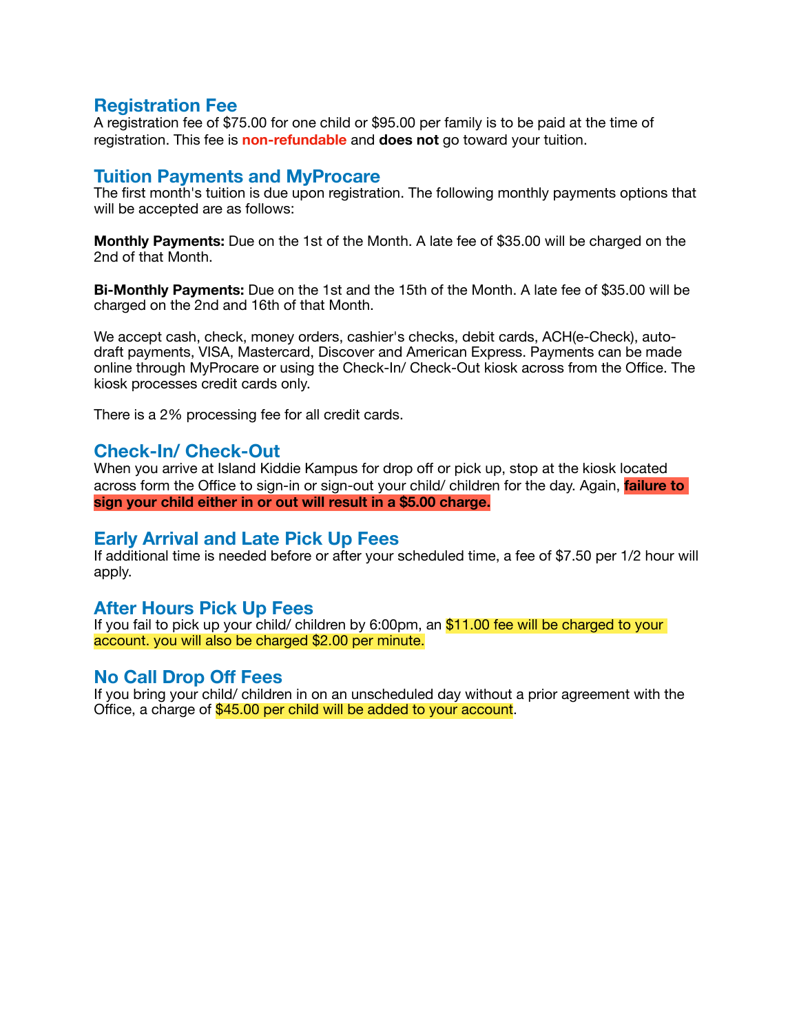## Registration Fee

A registration fee of $75.00 for one child or $95.00 per family is to be paid at the time of registration. This fee is **non-refundable** and **does not** go toward your tuition.

## Tuition Payments and MyProcare

The first month's tuition is due upon registration. The following monthly payments options that will be accepted are as follows:

**Monthly Payments:** Due on the 1st of the Month. A late fee of $35.00 will be charged on the 2nd of that Month.

**Bi-Monthly Payments:** Due on the 1st and the 15th of the Month. A late fee of $35.00 will be charged on the 2nd and 16th of that Month.

We accept cash, check, money orders, cashier's checks, debit cards, ACH(e-Check), auto-draft payments, VISA, Mastercard, Discover and American Express. Payments can be made online through MyProcare or using the Check-In/ Check-Out kiosk across from the Office. The kiosk processes credit cards only.

There is a 2% processing fee for all credit cards.

## Check-In/ Check-Out

When you arrive at Island Kiddie Kampus for drop off or pick up, stop at the kiosk located across form the Office to sign-in or sign-out your child/ children for the day. Again, **failure to sign your child either in or out will result in a $5.00 charge.**

## Early Arrival and Late Pick Up Fees

If additional time is needed before or after your scheduled time, a fee of $7.50 per 1/2 hour will apply.

## After Hours Pick Up Fees

If you fail to pick up your child/ children by 6:00pm, an $11.00 fee will be charged to your account. you will also be charged $2.00 per minute.

## No Call Drop Off Fees

If you bring your child/ children in on an unscheduled day without a prior agreement with the Office, a charge of $45.00 per child will be added to your account.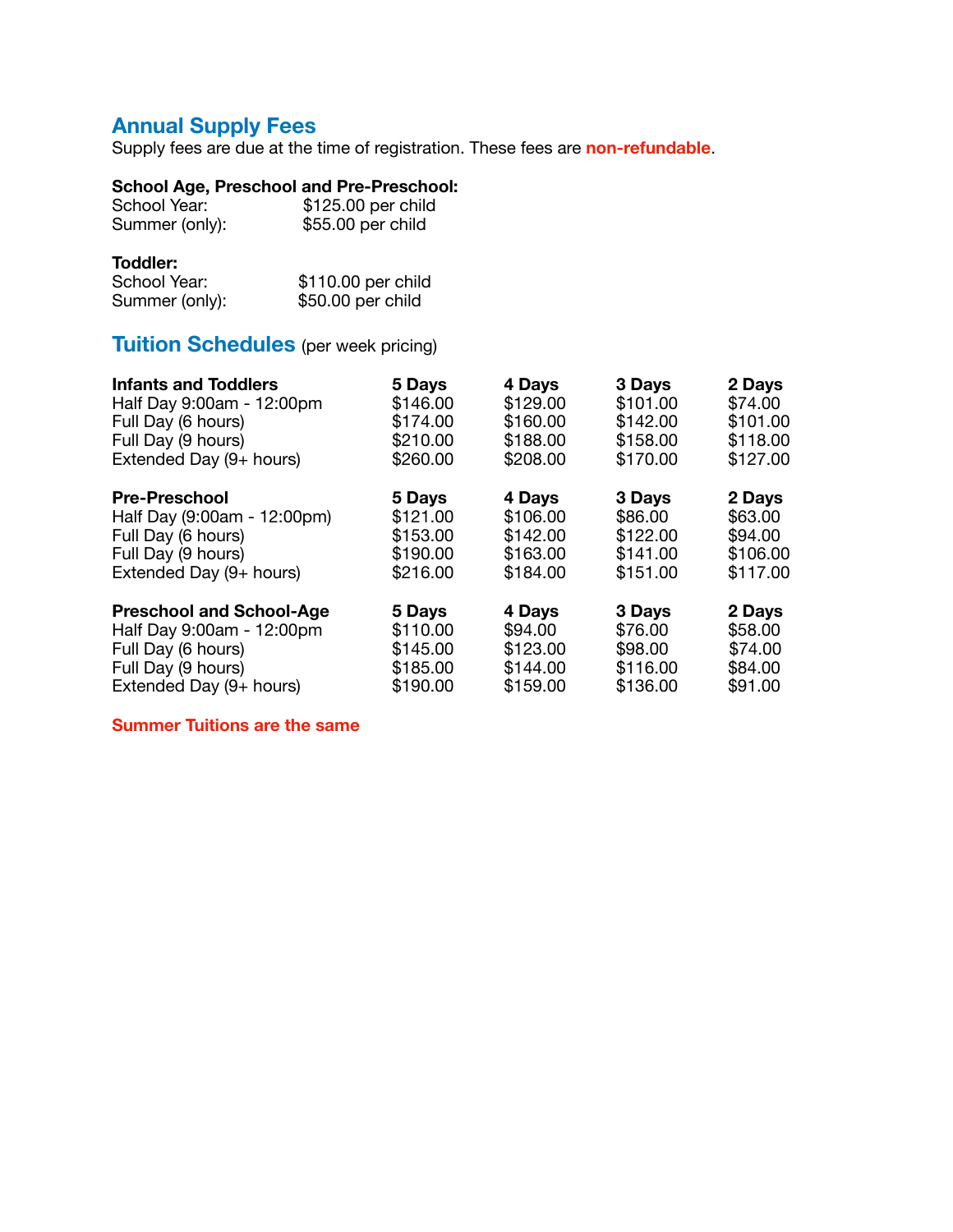## Annual Supply Fees

Supply fees are due at the time of registration. These fees are **non-refundable**.

**School Age, Preschool and Pre-Preschool:**

| | |
|---|---|
| School Year: | $125.00 per child |
| Summer (only): | $55.00 per child |

**Toddler:**

| | |
|---|---|
| School Year: | $110.00 per child |
| Summer (only): | $50.00 per child |

## Tuition Schedules (per week pricing)

| Infants and Toddlers | 5 Days | 4 Days | 3 Days | 2 Days |
|---|---|---|---|---|
| Half Day 9:00am - 12:00pm | $146.00 | $129.00 | $101.00 | $74.00 |
| Full Day (6 hours) | $174.00 | $160.00 | $142.00 | $101.00 |
| Full Day (9 hours) | $210.00 | $188.00 | $158.00 | $118.00 |
| Extended Day (9+ hours) | $260.00 | $208.00 | $170.00 | $127.00 |

| Pre-Preschool | 5 Days | 4 Days | 3 Days | 2 Days |
|---|---|---|---|---|
| Half Day (9:00am - 12:00pm) | $121.00 | $106.00 | $86.00 | $63.00 |
| Full Day (6 hours) | $153.00 | $142.00 | $122.00 | $94.00 |
| Full Day (9 hours) | $190.00 | $163.00 | $141.00 | $106.00 |
| Extended Day (9+ hours) | $216.00 | $184.00 | $151.00 | $117.00 |

| Preschool and School-Age | 5 Days | 4 Days | 3 Days | 2 Days |
|---|---|---|---|---|
| Half Day 9:00am - 12:00pm | $110.00 | $94.00 | $76.00 | $58.00 |
| Full Day (6 hours) | $145.00 | $123.00 | $98.00 | $74.00 |
| Full Day (9 hours) | $185.00 | $144.00 | $116.00 | $84.00 |
| Extended Day (9+ hours) | $190.00 | $159.00 | $136.00 | $91.00 |

**Summer Tuitions are the same**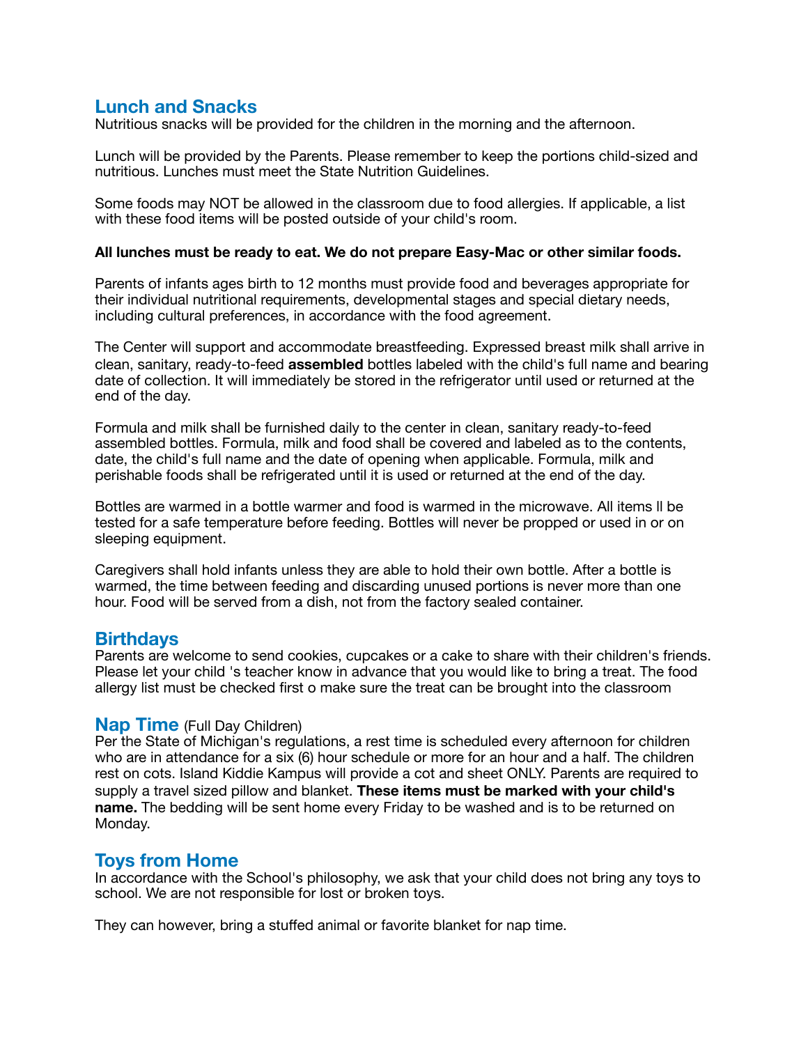## Lunch and Snacks

Nutritious snacks will be provided for the children in the morning and the afternoon.

Lunch will be provided by the Parents. Please remember to keep the portions child-sized and nutritious. Lunches must meet the State Nutrition Guidelines.

Some foods may NOT be allowed in the classroom due to food allergies. If applicable, a list with these food items will be posted outside of your child's room.

**All lunches must be ready to eat. We do not prepare Easy-Mac or other similar foods.**

Parents of infants ages birth to 12 months must provide food and beverages appropriate for their individual nutritional requirements, developmental stages and special dietary needs, including cultural preferences, in accordance with the food agreement.

The Center will support and accommodate breastfeeding. Expressed breast milk shall arrive in clean, sanitary, ready-to-feed **assembled** bottles labeled with the child's full name and bearing date of collection. It will immediately be stored in the refrigerator until used or returned at the end of the day.

Formula and milk shall be furnished daily to the center in clean, sanitary ready-to-feed assembled bottles. Formula, milk and food shall be covered and labeled as to the contents, date, the child's full name and the date of opening when applicable. Formula, milk and perishable foods shall be refrigerated until it is used or returned at the end of the day.

Bottles are warmed in a bottle warmer and food is warmed in the microwave. All items ll be tested for a safe temperature before feeding. Bottles will never be propped or used in or on sleeping equipment.

Caregivers shall hold infants unless they are able to hold their own bottle. After a bottle is warmed, the time between feeding and discarding unused portions is never more than one hour. Food will be served from a dish, not from the factory sealed container.

## Birthdays

Parents are welcome to send cookies, cupcakes or a cake to share with their children's friends. Please let your child 's teacher know in advance that you would like to bring a treat. The food allergy list must be checked first o make sure the treat can be brought into the classroom

## Nap Time (Full Day Children)

Per the State of Michigan's regulations, a rest time is scheduled every afternoon for children who are in attendance for a six (6) hour schedule or more for an hour and a half. The children rest on cots. Island Kiddie Kampus will provide a cot and sheet ONLY. Parents are required to supply a travel sized pillow and blanket. **These items must be marked with your child's name.** The bedding will be sent home every Friday to be washed and is to be returned on Monday.

## Toys from Home

In accordance with the School's philosophy, we ask that your child does not bring any toys to school. We are not responsible for lost or broken toys.

They can however, bring a stuffed animal or favorite blanket for nap time.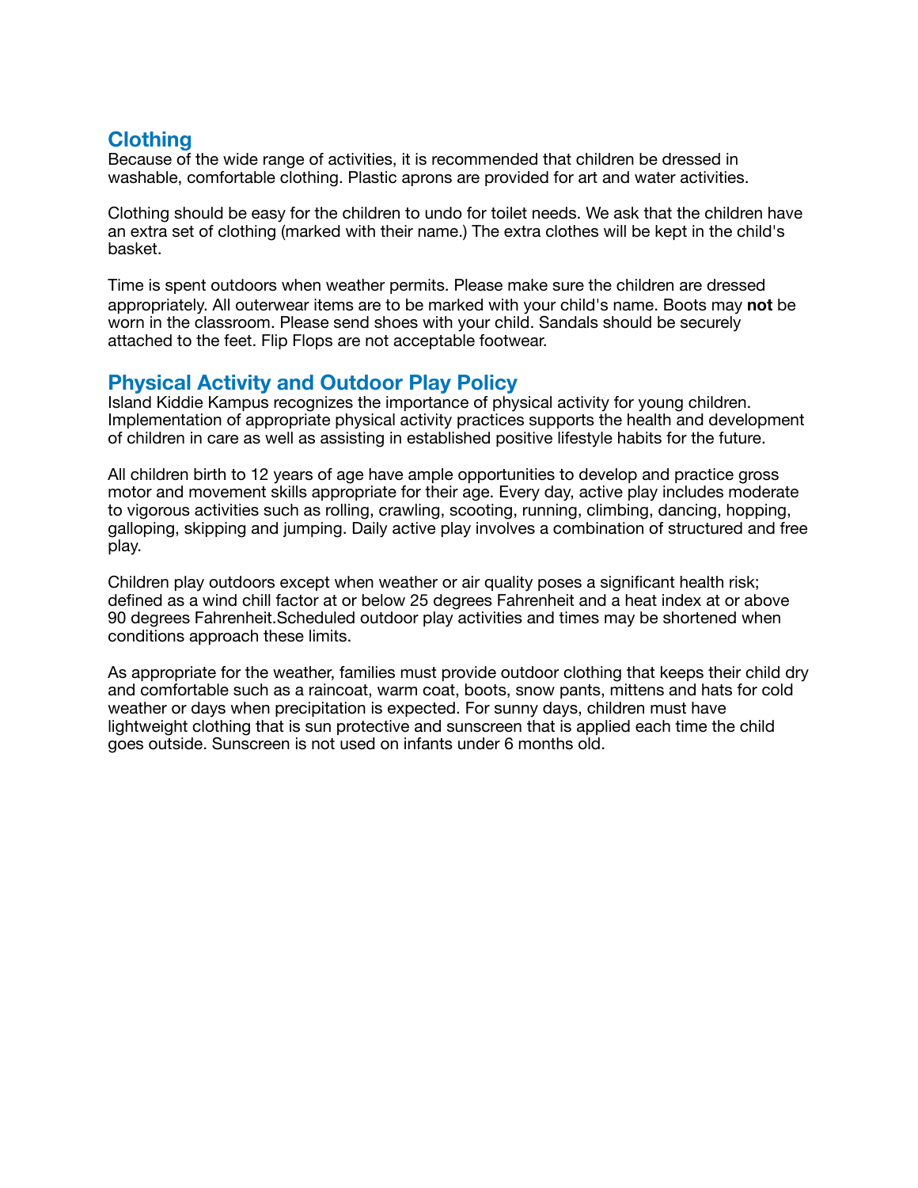## Clothing

Because of the wide range of activities, it is recommended that children be dressed in washable, comfortable clothing. Plastic aprons are provided for art and water activities.

Clothing should be easy for the children to undo for toilet needs. We ask that the children have an extra set of clothing (marked with their name.) The extra clothes will be kept in the child's basket.

Time is spent outdoors when weather permits. Please make sure the children are dressed appropriately. All outerwear items are to be marked with your child's name. Boots may **not** be worn in the classroom. Please send shoes with your child. Sandals should be securely attached to the feet. Flip Flops are not acceptable footwear.

## Physical Activity and Outdoor Play Policy

Island Kiddie Kampus recognizes the importance of physical activity for young children. Implementation of appropriate physical activity practices supports the health and development of children in care as well as assisting in established positive lifestyle habits for the future.

All children birth to 12 years of age have ample opportunities to develop and practice gross motor and movement skills appropriate for their age. Every day, active play includes moderate to vigorous activities such as rolling, crawling, scooting, running, climbing, dancing, hopping, galloping, skipping and jumping. Daily active play involves a combination of structured and free play.

Children play outdoors except when weather or air quality poses a significant health risk; defined as a wind chill factor at or below 25 degrees Fahrenheit and a heat index at or above 90 degrees Fahrenheit.Scheduled outdoor play activities and times may be shortened when conditions approach these limits.

As appropriate for the weather, families must provide outdoor clothing that keeps their child dry and comfortable such as a raincoat, warm coat, boots, snow pants, mittens and hats for cold weather or days when precipitation is expected. For sunny days, children must have lightweight clothing that is sun protective and sunscreen that is applied each time the child goes outside. Sunscreen is not used on infants under 6 months old.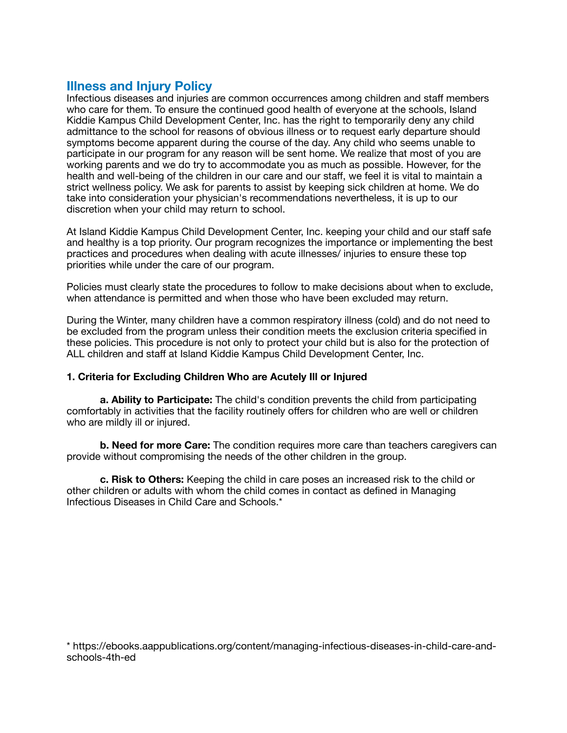## Illness and Injury Policy

Infectious diseases and injuries are common occurrences among children and staff members who care for them. To ensure the continued good health of everyone at the schools, Island Kiddie Kampus Child Development Center, Inc. has the right to temporarily deny any child admittance to the school for reasons of obvious illness or to request early departure should symptoms become apparent during the course of the day. Any child who seems unable to participate in our program for any reason will be sent home. We realize that most of you are working parents and we do try to accommodate you as much as possible. However, for the health and well-being of the children in our care and our staff, we feel it is vital to maintain a strict wellness policy. We ask for parents to assist by keeping sick children at home. We do take into consideration your physician's recommendations nevertheless, it is up to our discretion when your child may return to school.

At Island Kiddie Kampus Child Development Center, Inc. keeping your child and our staff safe and healthy is a top priority. Our program recognizes the importance or implementing the best practices and procedures when dealing with acute illnesses/ injuries to ensure these top priorities while under the care of our program.

Policies must clearly state the procedures to follow to make decisions about when to exclude, when attendance is permitted and when those who have been excluded may return.

During the Winter, many children have a common respiratory illness (cold) and do not need to be excluded from the program unless their condition meets the exclusion criteria specified in these policies. This procedure is not only to protect your child but is also for the protection of ALL children and staff at Island Kiddie Kampus Child Development Center, Inc.

**1. Criteria for Excluding Children Who are Acutely Ill or Injured**

**a. Ability to Participate:** The child's condition prevents the child from participating comfortably in activities that the facility routinely offers for children who are well or children who are mildly ill or injured.

**b. Need for more Care:** The condition requires more care than teachers caregivers can provide without compromising the needs of the other children in the group.

**c. Risk to Others:** Keeping the child in care poses an increased risk to the child or other children or adults with whom the child comes in contact as defined in Managing Infectious Diseases in Child Care and Schools.*

* https://ebooks.aappublications.org/content/managing-infectious-diseases-in-child-care-and-schools-4th-ed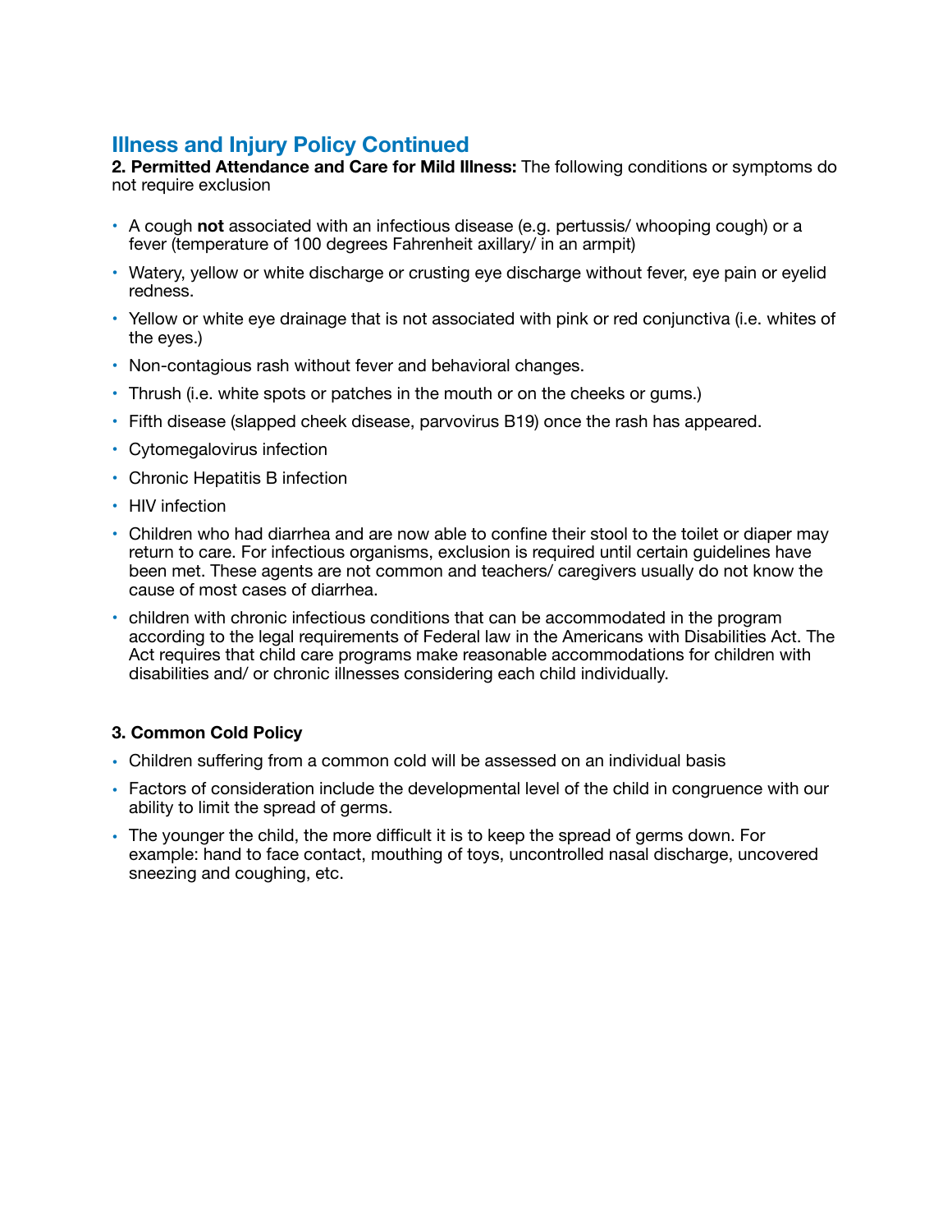## Illness and Injury Policy Continued

**2. Permitted Attendance and Care for Mild Illness:** The following conditions or symptoms do not require exclusion

- A cough **not** associated with an infectious disease (e.g. pertussis/ whooping cough) or a fever (temperature of 100 degrees Fahrenheit axillary/ in an armpit)
- Watery, yellow or white discharge or crusting eye discharge without fever, eye pain or eyelid redness.
- Yellow or white eye drainage that is not associated with pink or red conjunctiva (i.e. whites of the eyes.)
- Non-contagious rash without fever and behavioral changes.
- Thrush (i.e. white spots or patches in the mouth or on the cheeks or gums.)
- Fifth disease (slapped cheek disease, parvovirus B19) once the rash has appeared.
- Cytomegalovirus infection
- Chronic Hepatitis B infection
- HIV infection
- Children who had diarrhea and are now able to confine their stool to the toilet or diaper may return to care. For infectious organisms, exclusion is required until certain guidelines have been met. These agents are not common and teachers/ caregivers usually do not know the cause of most cases of diarrhea.
- children with chronic infectious conditions that can be accommodated in the program according to the legal requirements of Federal law in the Americans with Disabilities Act. The Act requires that child care programs make reasonable accommodations for children with disabilities and/ or chronic illnesses considering each child individually.

**3. Common Cold Policy**

- Children suffering from a common cold will be assessed on an individual basis
- Factors of consideration include the developmental level of the child in congruence with our ability to limit the spread of germs.
- The younger the child, the more difficult it is to keep the spread of germs down. For example: hand to face contact, mouthing of toys, uncontrolled nasal discharge, uncovered sneezing and coughing, etc.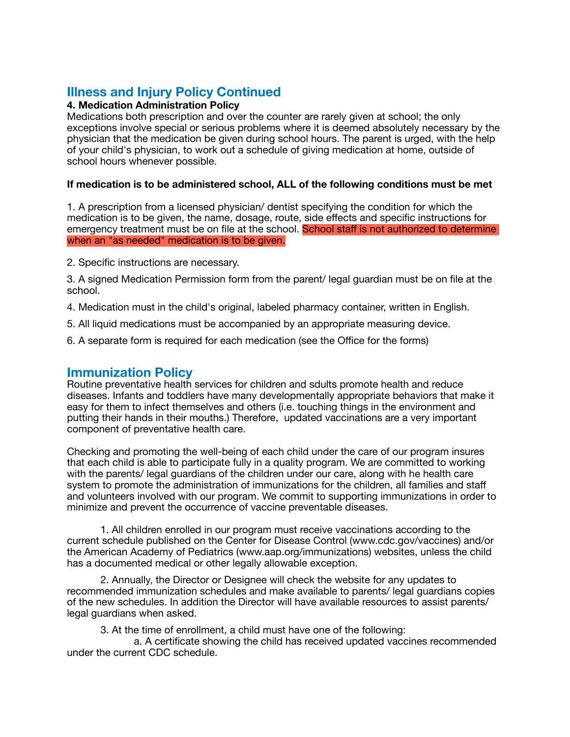## Illness and Injury Policy Continued

**4. Medication Administration Policy**

Medications both prescription and over the counter are rarely given at school; the only exceptions involve special or serious problems where it is deemed absolutely necessary by the physician that the medication be given during school hours. The parent is urged, with the help of your child's physician, to work out a schedule of giving medication at home, outside of school hours whenever possible.

**If medication is to be administered school, ALL of the following conditions must be met**

1. A prescription from a licensed physician/ dentist specifying the condition for which the medication is to be given, the name, dosage, route, side effects and specific instructions for emergency treatment must be on file at the school. School staff is not authorized to determine when an "as needed" medication is to be given.

2. Specific instructions are necessary.

3. A signed Medication Permission form from the parent/ legal guardian must be on file at the school.

4. Medication must in the child's original, labeled pharmacy container, written in English.

5. All liquid medications must be accompanied by an appropriate measuring device.

6. A separate form is required for each medication (see the Office for the forms)

## Immunization Policy

Routine preventative health services for children and sdults promote health and reduce diseases. Infants and toddlers have many developmentally appropriate behaviors that make it easy for them to infect themselves and others (i.e. touching things in the environment and putting their hands in their mouths.) Therefore, updated vaccinations are a very important component of preventative health care.

Checking and promoting the well-being of each child under the care of our program insures that each child is able to participate fully in a quality program. We are committed to working with the parents/ legal guardians of the children under our care, along with he health care system to promote the administration of immunizations for the children, all families and staff and volunteers involved with our program. We commit to supporting immunizations in order to minimize and prevent the occurrence of vaccine preventable diseases.

1. All children enrolled in our program must receive vaccinations according to the current schedule published on the Center for Disease Control (www.cdc.gov/vaccines) and/or the American Academy of Pediatrics (www.aap.org/immunizations) websites, unless the child has a documented medical or other legally allowable exception.

2. Annually, the Director or Designee will check the website for any updates to recommended immunization schedules and make available to parents/ legal guardians copies of the new schedules. In addition the Director will have available resources to assist parents/ legal guardians when asked.

3. At the time of enrollment, a child must have one of the following:

    a. A certificate showing the child has received updated vaccines recommended under the current CDC schedule.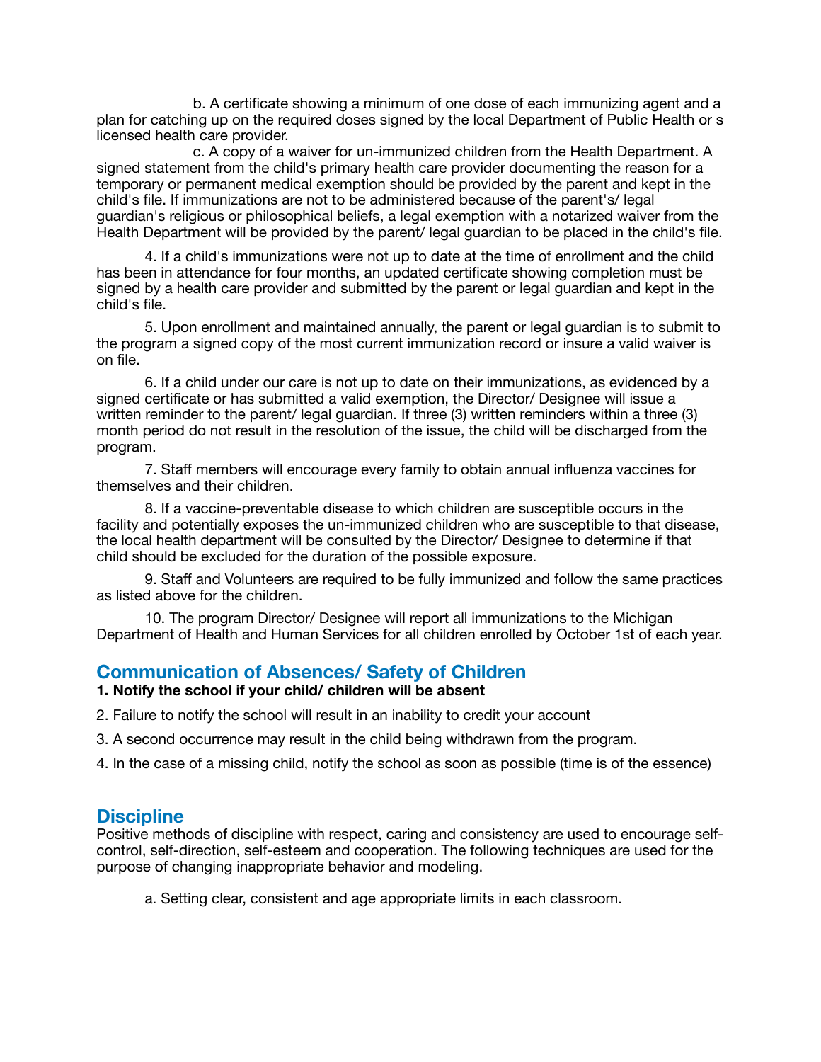b. A certificate showing a minimum of one dose of each immunizing agent and a plan for catching up on the required doses signed by the local Department of Public Health or s licensed health care provider.

c. A copy of a waiver for un-immunized children from the Health Department. A signed statement from the child's primary health care provider documenting the reason for a temporary or permanent medical exemption should be provided by the parent and kept in the child's file. If immunizations are not to be administered because of the parent's/ legal guardian's religious or philosophical beliefs, a legal exemption with a notarized waiver from the Health Department will be provided by the parent/ legal guardian to be placed in the child's file.

4. If a child's immunizations were not up to date at the time of enrollment and the child has been in attendance for four months, an updated certificate showing completion must be signed by a health care provider and submitted by the parent or legal guardian and kept in the child's file.

5. Upon enrollment and maintained annually, the parent or legal guardian is to submit to the program a signed copy of the most current immunization record or insure a valid waiver is on file.

6. If a child under our care is not up to date on their immunizations, as evidenced by a signed certificate or has submitted a valid exemption, the Director/ Designee will issue a written reminder to the parent/ legal guardian. If three (3) written reminders within a three (3) month period do not result in the resolution of the issue, the child will be discharged from the program.

7. Staff members will encourage every family to obtain annual influenza vaccines for themselves and their children.

8. If a vaccine-preventable disease to which children are susceptible occurs in the facility and potentially exposes the un-immunized children who are susceptible to that disease, the local health department will be consulted by the Director/ Designee to determine if that child should be excluded for the duration of the possible exposure.

9. Staff and Volunteers are required to be fully immunized and follow the same practices as listed above for the children.

10. The program Director/ Designee will report all immunizations to the Michigan Department of Health and Human Services for all children enrolled by October 1st of each year.

## Communication of Absences/ Safety of Children

**1. Notify the school if your child/ children will be absent**

2. Failure to notify the school will result in an inability to credit your account

3. A second occurrence may result in the child being withdrawn from the program.

4. In the case of a missing child, notify the school as soon as possible (time is of the essence)

## Discipline

Positive methods of discipline with respect, caring and consistency are used to encourage self-control, self-direction, self-esteem and cooperation. The following techniques are used for the purpose of changing inappropriate behavior and modeling.

a. Setting clear, consistent and age appropriate limits in each classroom.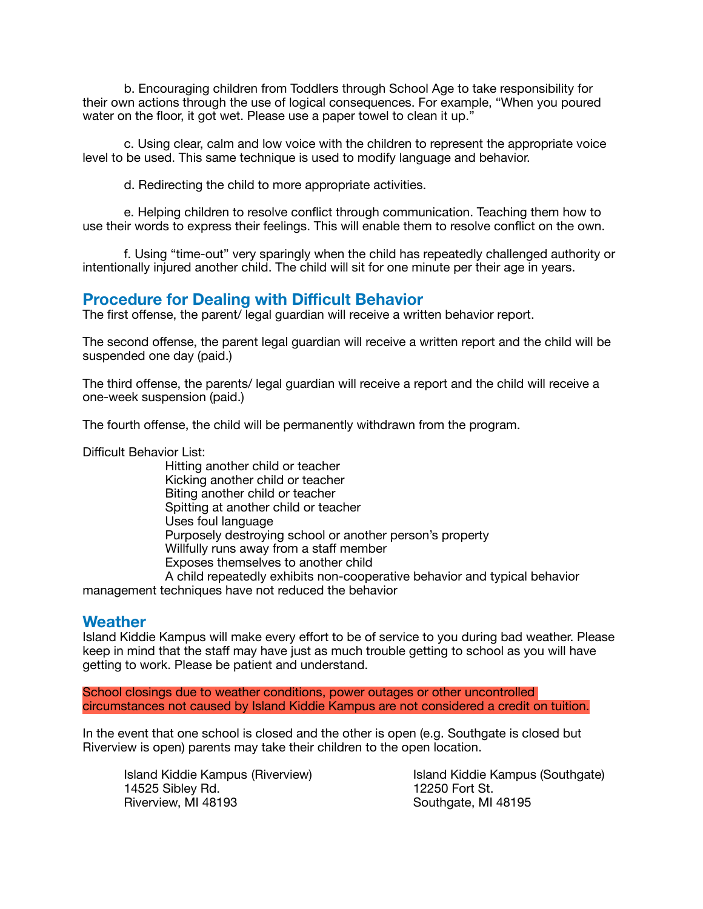b. Encouraging children from Toddlers through School Age to take responsibility for their own actions through the use of logical consequences. For example, "When you poured water on the floor, it got wet. Please use a paper towel to clean it up."

c. Using clear, calm and low voice with the children to represent the appropriate voice level to be used. This same technique is used to modify language and behavior.

d. Redirecting the child to more appropriate activities.

e. Helping children to resolve conflict through communication. Teaching them how to use their words to express their feelings. This will enable them to resolve conflict on the own.

f. Using "time-out" very sparingly when the child has repeatedly challenged authority or intentionally injured another child. The child will sit for one minute per their age in years.

## Procedure for Dealing with Difficult Behavior

The first offense, the parent/ legal guardian will receive a written behavior report.

The second offense, the parent legal guardian will receive a written report and the child will be suspended one day (paid.)

The third offense, the parents/ legal guardian will receive a report and the child will receive a one-week suspension (paid.)

The fourth offense, the child will be permanently withdrawn from the program.

Difficult Behavior List:

- Hitting another child or teacher
- Kicking another child or teacher
- Biting another child or teacher
- Spitting at another child or teacher
- Uses foul language
- Purposely destroying school or another person's property
- Willfully runs away from a staff member
- Exposes themselves to another child
- A child repeatedly exhibits non-cooperative behavior and typical behavior management techniques have not reduced the behavior

## Weather

Island Kiddie Kampus will make every effort to be of service to you during bad weather. Please keep in mind that the staff may have just as much trouble getting to school as you will have getting to work. Please be patient and understand.

School closings due to weather conditions, power outages or other uncontrolled circumstances not caused by Island Kiddie Kampus are not considered a credit on tuition.

In the event that one school is closed and the other is open (e.g. Southgate is closed but Riverview is open) parents may take their children to the open location.

Island Kiddie Kampus (Riverview)
14525 Sibley Rd.
Riverview, MI 48193

Island Kiddie Kampus (Southgate)
12250 Fort St.
Southgate, MI 48195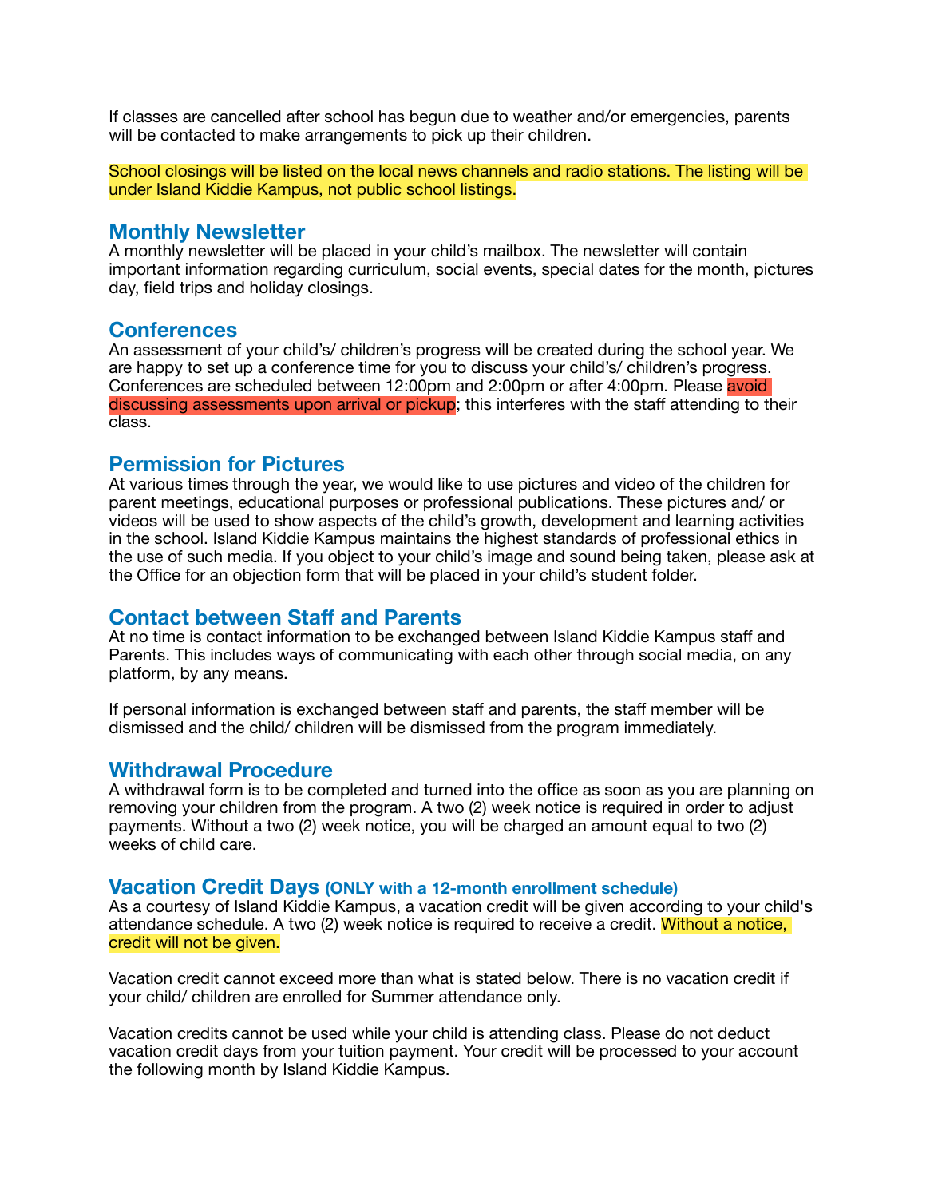If classes are cancelled after school has begun due to weather and/or emergencies, parents will be contacted to make arrangements to pick up their children.

School closings will be listed on the local news channels and radio stations. The listing will be under Island Kiddie Kampus, not public school listings.

## Monthly Newsletter

A monthly newsletter will be placed in your child's mailbox. The newsletter will contain important information regarding curriculum, social events, special dates for the month, pictures day, field trips and holiday closings.

## Conferences

An assessment of your child's/ children's progress will be created during the school year. We are happy to set up a conference time for you to discuss your child's/ children's progress. Conferences are scheduled between 12:00pm and 2:00pm or after 4:00pm. Please avoid discussing assessments upon arrival or pickup; this interferes with the staff attending to their class.

## Permission for Pictures

At various times through the year, we would like to use pictures and video of the children for parent meetings, educational purposes or professional publications. These pictures and/ or videos will be used to show aspects of the child's growth, development and learning activities in the school. Island Kiddie Kampus maintains the highest standards of professional ethics in the use of such media. If you object to your child's image and sound being taken, please ask at the Office for an objection form that will be placed in your child's student folder.

## Contact between Staff and Parents

At no time is contact information to be exchanged between Island Kiddie Kampus staff and Parents. This includes ways of communicating with each other through social media, on any platform, by any means.

If personal information is exchanged between staff and parents, the staff member will be dismissed and the child/ children will be dismissed from the program immediately.

## Withdrawal Procedure

A withdrawal form is to be completed and turned into the office as soon as you are planning on removing your children from the program. A two (2) week notice is required in order to adjust payments. Without a two (2) week notice, you will be charged an amount equal to two (2) weeks of child care.

## Vacation Credit Days **(ONLY with a 12-month enrollment schedule)**

As a courtesy of Island Kiddie Kampus, a vacation credit will be given according to your child's attendance schedule. A two (2) week notice is required to receive a credit. Without a notice, credit will not be given.

Vacation credit cannot exceed more than what is stated below. There is no vacation credit if your child/ children are enrolled for Summer attendance only.

Vacation credits cannot be used while your child is attending class. Please do not deduct vacation credit days from your tuition payment. Your credit will be processed to your account the following month by Island Kiddie Kampus.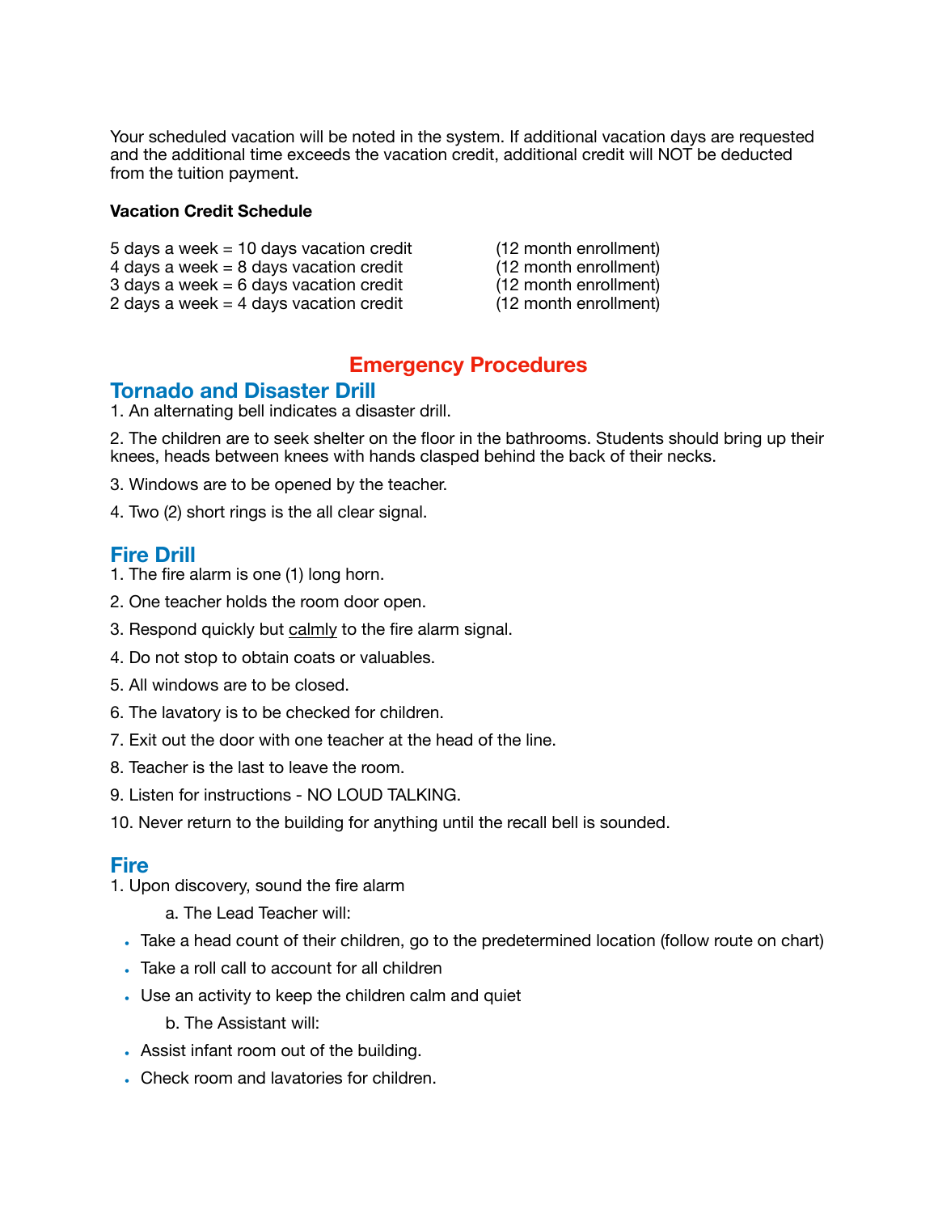Your scheduled vacation will be noted in the system. If additional vacation days are requested and the additional time exceeds the vacation credit, additional credit will NOT be deducted from the tuition payment.

**Vacation Credit Schedule**

5 days a week = 10 days vacation credit (12 month enrollment)
4 days a week = 8 days vacation credit (12 month enrollment)
3 days a week = 6 days vacation credit (12 month enrollment)
2 days a week = 4 days vacation credit (12 month enrollment)

# Emergency Procedures

## Tornado and Disaster Drill

1. An alternating bell indicates a disaster drill.

2. The children are to seek shelter on the floor in the bathrooms. Students should bring up their knees, heads between knees with hands clasped behind the back of their necks.

3. Windows are to be opened by the teacher.

4. Two (2) short rings is the all clear signal.

## Fire Drill

1. The fire alarm is one (1) long horn.

2. One teacher holds the room door open.

3. Respond quickly but calmly to the fire alarm signal.

4. Do not stop to obtain coats or valuables.

5. All windows are to be closed.

6. The lavatory is to be checked for children.

7. Exit out the door with one teacher at the head of the line.

8. Teacher is the last to leave the room.

9. Listen for instructions - NO LOUD TALKING.

10. Never return to the building for anything until the recall bell is sounded.

## Fire

1. Upon discovery, sound the fire alarm

   a. The Lead Teacher will:

- Take a head count of their children, go to the predetermined location (follow route on chart)
- Take a roll call to account for all children
- Use an activity to keep the children calm and quiet

   b. The Assistant will:

- Assist infant room out of the building.
- Check room and lavatories for children.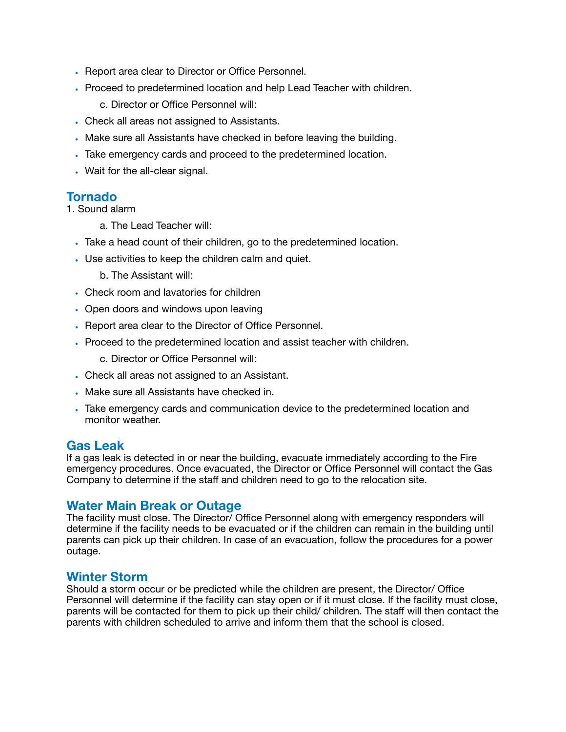- Report area clear to Director or Office Personnel.
- Proceed to predetermined location and help Lead Teacher with children.

    c. Director or Office Personnel will:

- Check all areas not assigned to Assistants.
- Make sure all Assistants have checked in before leaving the building.
- Take emergency cards and proceed to the predetermined location.
- Wait for the all-clear signal.

## Tornado

1. Sound alarm

    a. The Lead Teacher will:

- Take a head count of their children, go to the predetermined location.
- Use activities to keep the children calm and quiet.

    b. The Assistant will:

- Check room and lavatories for children
- Open doors and windows upon leaving
- Report area clear to the Director of Office Personnel.
- Proceed to the predetermined location and assist teacher with children.

    c. Director or Office Personnel will:

- Check all areas not assigned to an Assistant.
- Make sure all Assistants have checked in.
- Take emergency cards and communication device to the predetermined location and monitor weather.

## Gas Leak

If a gas leak is detected in or near the building, evacuate immediately according to the Fire emergency procedures. Once evacuated, the Director or Office Personnel will contact the Gas Company to determine if the staff and children need to go to the relocation site.

## Water Main Break or Outage

The facility must close. The Director/ Office Personnel along with emergency responders will determine if the facility needs to be evacuated or if the children can remain in the building until parents can pick up their children. In case of an evacuation, follow the procedures for a power outage.

## Winter Storm

Should a storm occur or be predicted while the children are present, the Director/ Office Personnel will determine if the facility can stay open or if it must close. If the facility must close, parents will be contacted for them to pick up their child/ children. The staff will then contact the parents with children scheduled to arrive and inform them that the school is closed.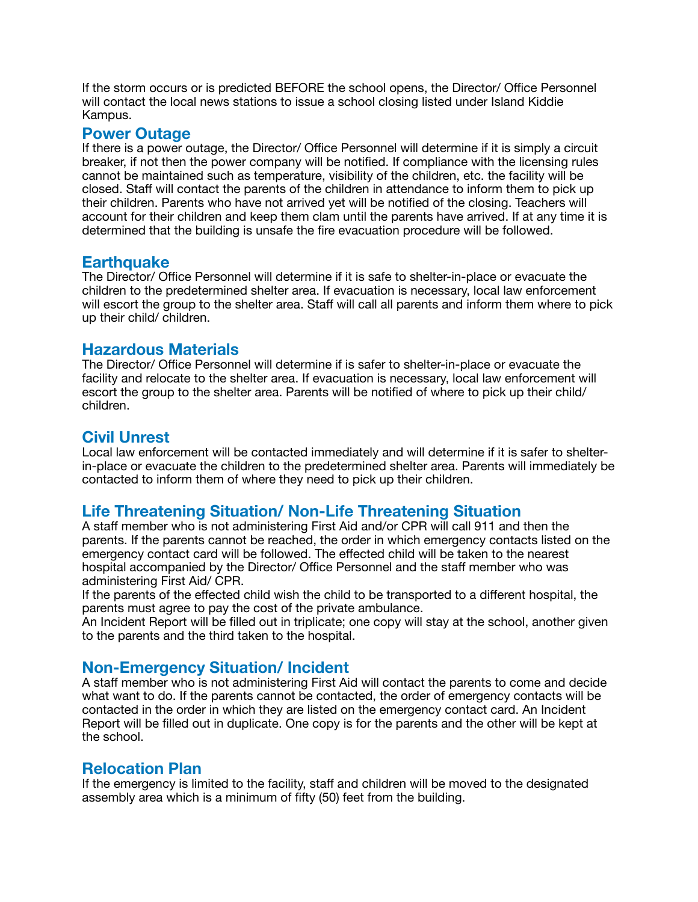If the storm occurs or is predicted BEFORE the school opens, the Director/ Office Personnel will contact the local news stations to issue a school closing listed under Island Kiddie Kampus.

## Power Outage

If there is a power outage, the Director/ Office Personnel will determine if it is simply a circuit breaker, if not then the power company will be notified. If compliance with the licensing rules cannot be maintained such as temperature, visibility of the children, etc. the facility will be closed. Staff will contact the parents of the children in attendance to inform them to pick up their children. Parents who have not arrived yet will be notified of the closing. Teachers will account for their children and keep them clam until the parents have arrived. If at any time it is determined that the building is unsafe the fire evacuation procedure will be followed.

## Earthquake

The Director/ Office Personnel will determine if it is safe to shelter-in-place or evacuate the children to the predetermined shelter area. If evacuation is necessary, local law enforcement will escort the group to the shelter area. Staff will call all parents and inform them where to pick up their child/ children.

## Hazardous Materials

The Director/ Office Personnel will determine if is safer to shelter-in-place or evacuate the facility and relocate to the shelter area. If evacuation is necessary, local law enforcement will escort the group to the shelter area. Parents will be notified of where to pick up their child/ children.

## Civil Unrest

Local law enforcement will be contacted immediately and will determine if it is safer to shelter-in-place or evacuate the children to the predetermined shelter area. Parents will immediately be contacted to inform them of where they need to pick up their children.

## Life Threatening Situation/ Non-Life Threatening Situation

A staff member who is not administering First Aid and/or CPR will call 911 and then the parents. If the parents cannot be reached, the order in which emergency contacts listed on the emergency contact card will be followed. The effected child will be taken to the nearest hospital accompanied by the Director/ Office Personnel and the staff member who was administering First Aid/ CPR.

If the parents of the effected child wish the child to be transported to a different hospital, the parents must agree to pay the cost of the private ambulance.

An Incident Report will be filled out in triplicate; one copy will stay at the school, another given to the parents and the third taken to the hospital.

## Non-Emergency Situation/ Incident

A staff member who is not administering First Aid will contact the parents to come and decide what want to do. If the parents cannot be contacted, the order of emergency contacts will be contacted in the order in which they are listed on the emergency contact card. An Incident Report will be filled out in duplicate. One copy is for the parents and the other will be kept at the school.

## Relocation Plan

If the emergency is limited to the facility, staff and children will be moved to the designated assembly area which is a minimum of fifty (50) feet from the building.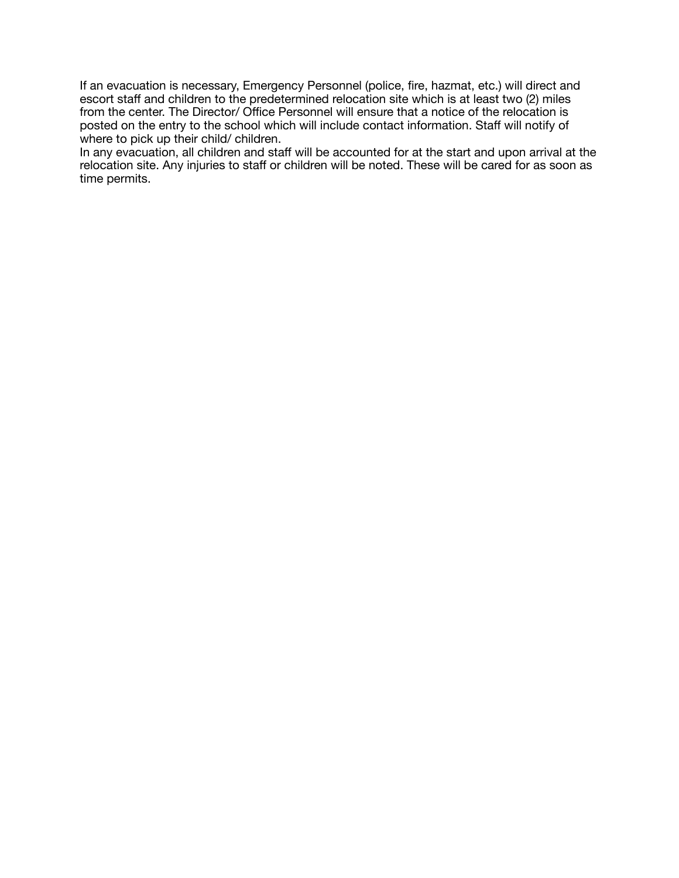If an evacuation is necessary, Emergency Personnel (police, fire, hazmat, etc.) will direct and escort staff and children to the predetermined relocation site which is at least two (2) miles from the center. The Director/ Office Personnel will ensure that a notice of the relocation is posted on the entry to the school which will include contact information. Staff will notify of where to pick up their child/ children.

In any evacuation, all children and staff will be accounted for at the start and upon arrival at the relocation site. Any injuries to staff or children will be noted. These will be cared for as soon as time permits.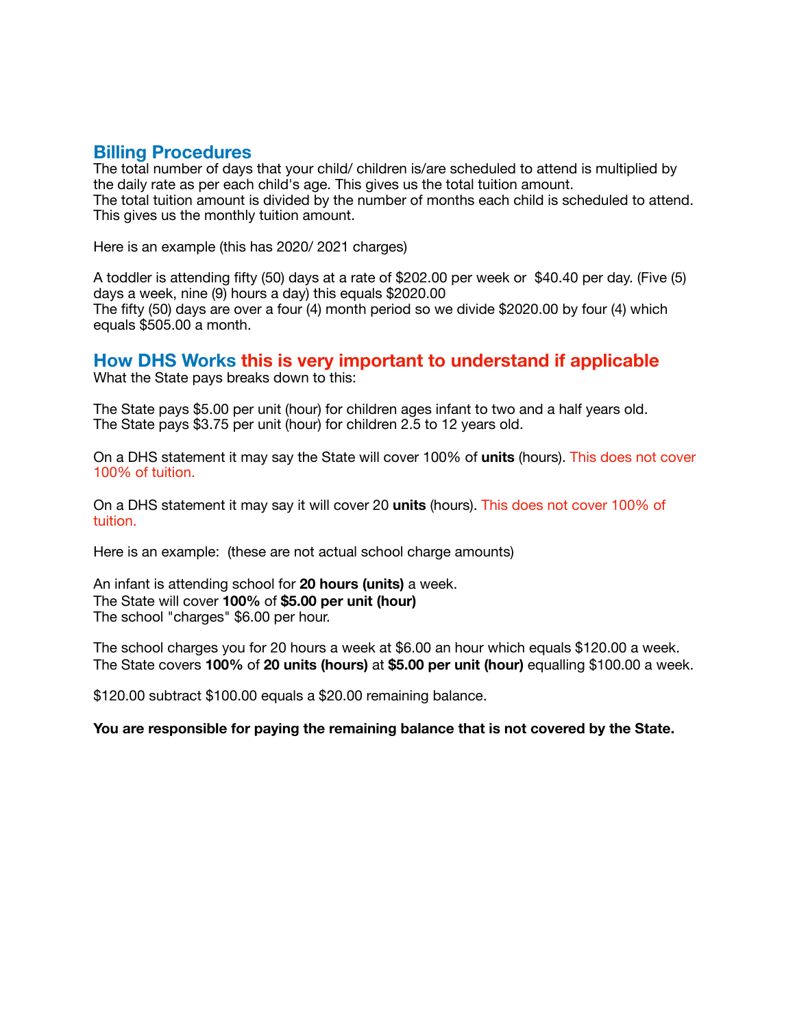## Billing Procedures

The total number of days that your child/ children is/are scheduled to attend is multiplied by the daily rate as per each child's age. This gives us the total tuition amount.
The total tuition amount is divided by the number of months each child is scheduled to attend. This gives us the monthly tuition amount.

Here is an example (this has 2020/ 2021 charges)

A toddler is attending fifty (50) days at a rate of $202.00 per week or  $40.40 per day. (Five (5) days a week, nine (9) hours a day) this equals $2020.00
The fifty (50) days are over a four (4) month period so we divide $2020.00 by four (4) which equals $505.00 a month.

## How DHS Works this is very important to understand if applicable

What the State pays breaks down to this:

The State pays $5.00 per unit (hour) for children ages infant to two and a half years old.
The State pays $3.75 per unit (hour) for children 2.5 to 12 years old.

On a DHS statement it may say the State will cover 100% of **units** (hours). This does not cover 100% of tuition.

On a DHS statement it may say it will cover 20 **units** (hours). This does not cover 100% of tuition.

Here is an example:  (these are not actual school charge amounts)

An infant is attending school for **20 hours (units)** a week.
The State will cover **100%** of **$5.00 per unit (hour)**
The school "charges" $6.00 per hour.

The school charges you for 20 hours a week at $6.00 an hour which equals $120.00 a week.
The State covers **100%** of **20 units (hours)** at **$5.00 per unit (hour)** equalling $100.00 a week.

$120.00 subtract $100.00 equals a $20.00 remaining balance.

**You are responsible for paying the remaining balance that is not covered by the State.**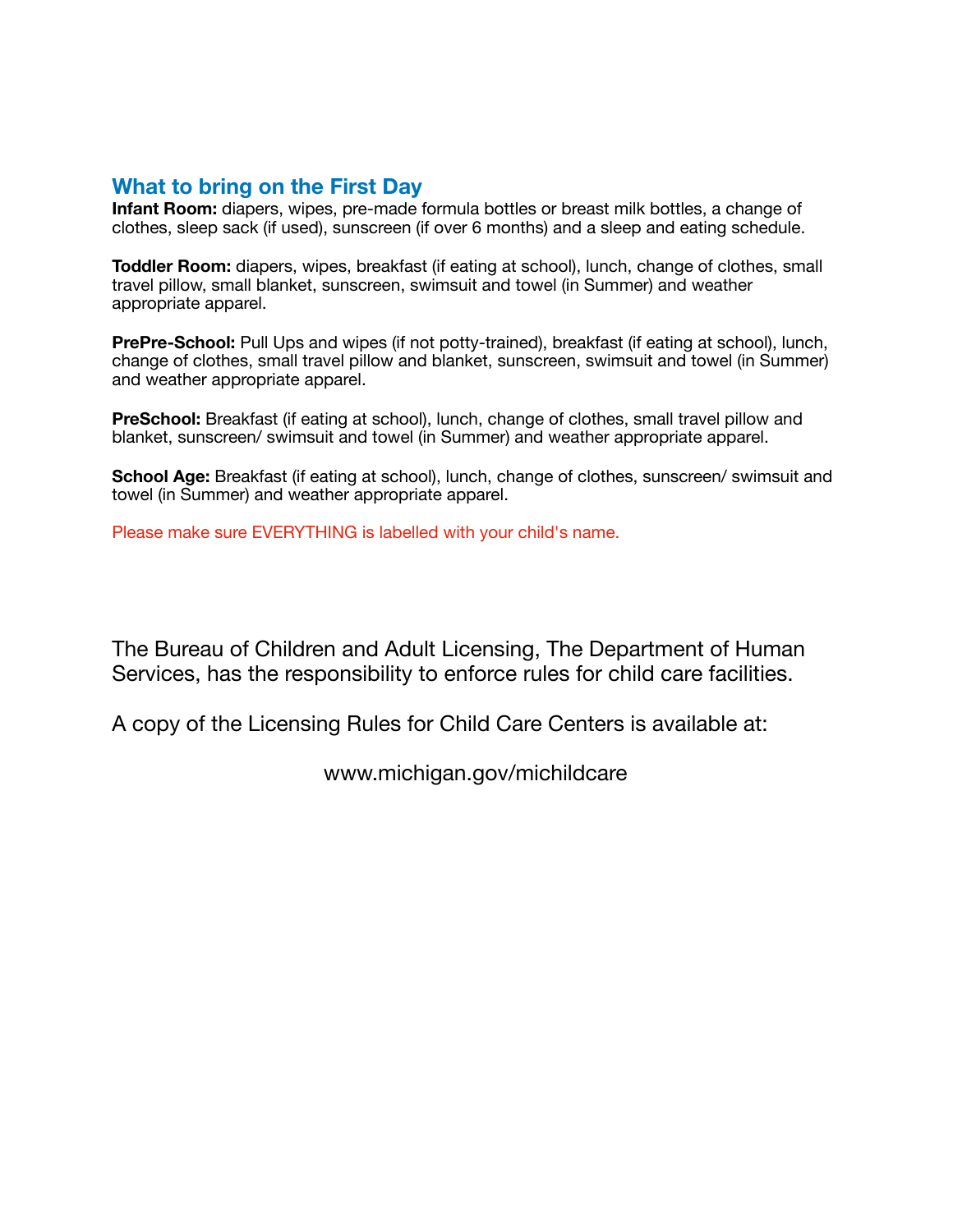## What to bring on the First Day

**Infant Room:** diapers, wipes, pre-made formula bottles or breast milk bottles, a change of clothes, sleep sack (if used), sunscreen (if over 6 months) and a sleep and eating schedule.

**Toddler Room:** diapers, wipes, breakfast (if eating at school), lunch, change of clothes, small travel pillow, small blanket, sunscreen, swimsuit and towel (in Summer) and weather appropriate apparel.

**PrePre-School:** Pull Ups and wipes (if not potty-trained), breakfast (if eating at school), lunch, change of clothes, small travel pillow and blanket, sunscreen, swimsuit and towel (in Summer) and weather appropriate apparel.

**PreSchool:** Breakfast (if eating at school), lunch, change of clothes, small travel pillow and blanket, sunscreen/ swimsuit and towel (in Summer) and weather appropriate apparel.

**School Age:** Breakfast (if eating at school), lunch, change of clothes, sunscreen/ swimsuit and towel (in Summer) and weather appropriate apparel.

Please make sure EVERYTHING is labelled with your child's name.

The Bureau of Children and Adult Licensing, The Department of Human Services, has the responsibility to enforce rules for child care facilities.

A copy of the Licensing Rules for Child Care Centers is available at:

www.michigan.gov/michildcare